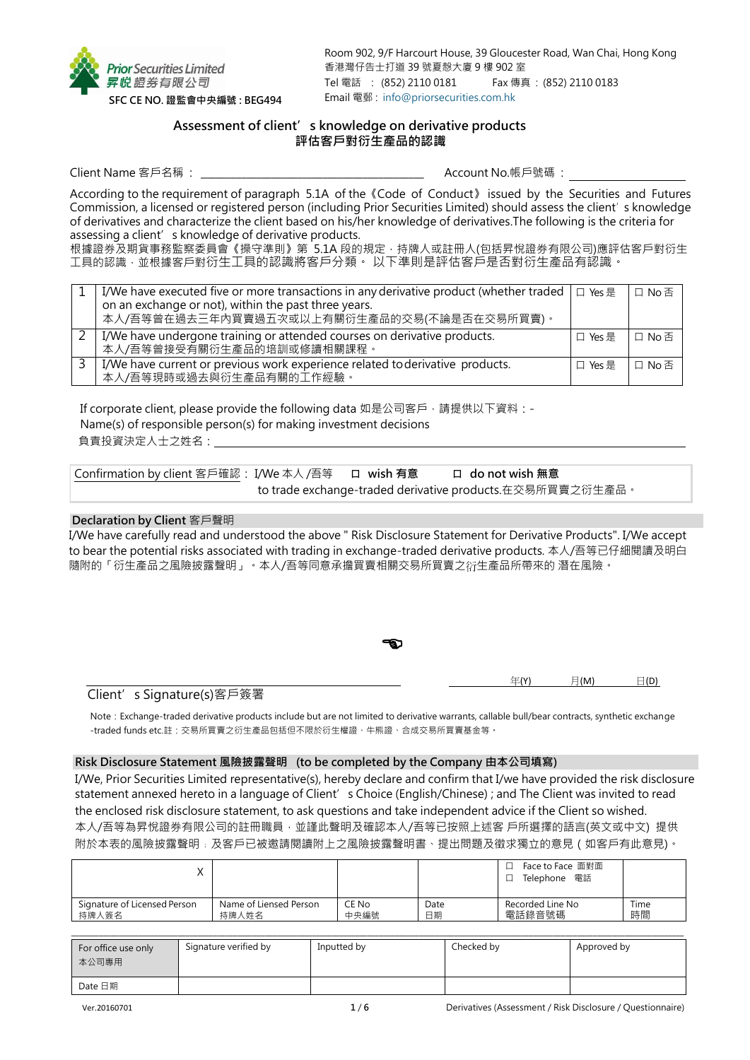**Prior Securities Limited**
**昇悅證券有限公司**
**SFC CE NO. 證監會中央編號 : BEG494**

Room 902, 9/F Harcourt House, 39 Gloucester Road, Wan Chai, Hong Kong
香港灣仔告士打道 39 號夏慤大廈 9 樓 902 室
Tel 電話 : (852) 2110 0181 Fax 傳真 : (852) 2110 0183
Email 電郵 : info@priorsecurities.com.hk

## Assessment of client's knowledge on derivative products
## 評估客戶對衍生產品的認識

Client Name 客戶名稱 : ______________________ Account No.帳戶號碼 : ______________

According to the requirement of paragraph 5.1A of the《Code of Conduct》issued by the Securities and Futures Commission, a licensed or registered person (including Prior Securities Limited) should assess the client's knowledge of derivatives and characterize the client based on his/her knowledge of derivatives.The following is the criteria for assessing a client's knowledge of derivative products.
根據證券及期貨事務監察委員會《操守準則》第 5.1A 段的規定，持牌人或註冊人(包括昇悅證券有限公司)應評估客戶對衍生工具的認識，並根據客戶對衍生工具的認識將客戶分類。 以下準則是評估客戶是否對衍生產品有認識。

| | | | |
|---|---|---|---|
| 1 | I/We have executed five or more transactions in any derivative product (whether traded on an exchange or not), within the past three years.<br>本人/吾等曾在過去三年內買賣過五次或以上有關衍生產品的交易(不論是否在交易所買賣)。 | ☐ Yes 是 | ☐ No 否 |
| 2 | I/We have undergone training or attended courses on derivative products.<br>本人/吾等曾接受有關衍生產品的培訓或修讀相關課程。 | ☐ Yes 是 | ☐ No 否 |
| 3 | I/We have current or previous work experience related to derivative products.<br>本人/吾等現時或過去與衍生產品有關的工作經驗。 | ☐ Yes 是 | ☐ No 否 |

If corporate client, please provide the following data 如是公司客戶，請提供以下資料：-
Name(s) of responsible person(s) for making investment decisions
負責投資決定人士之姓名：______________________________

Confirmation by client 客戶確認：I/We 本人/吾等 ☐ **wish 有意** ☐ **do not wish 無意**
to trade exchange-traded derivative products.在交易所買賣之衍生產品。

**Declaration by Client** 客戶聲明

I/We have carefully read and understood the above " Risk Disclosure Statement for Derivative Products". I/We accept to bear the potential risks associated with trading in exchange-traded derivative products. 本人/吾等已仔細閱讀及明白隨附的「衍生產品之風險披露聲明」。本人/吾等同意承擔買賣相關交易所買賣之衍生產品所帶來的 潛在風險。

☜

______________________________ 年(Y) 月(M) 日(D)
Client's Signature(s)客戶簽署

Note：Exchange-traded derivative products include but are not limited to derivative warrants, callable bull/bear contracts, synthetic exchange-traded funds etc.註：交易所買賣之衍生產品包括但不限於衍生權證、牛熊證、合成交易所買賣基金等。

**Risk Disclosure Statement 風險披露聲明 (to be completed by the Company 由本公司填寫)**

I/We, Prior Securities Limited representative(s), hereby declare and confirm that I/we have provided the risk disclosure statement annexed hereto in a language of Client's Choice (English/Chinese) ; and The Client was invited to read the enclosed risk disclosure statement, to ask questions and take independent advice if the Client so wished.
本人/吾等為昇悅證券有限公司的註冊職員，並謹此聲明及確認本人/吾等已按照上述客 戶所選擇的語言(英文或中文) 提供附於本表的風險披露聲明；及客戶已被邀請閱讀附上之風險披露聲明書、提出問題及徵求獨立的意見 ( 如客戶有此意見)。

| X | | | | ☐ Face to Face 面對面<br>☐ Telephone 電話 | |
|---|---|---|---|---|---|
| Signature of Licensed Person<br>持牌人簽名 | Name of Liensed Person<br>持牌人姓名 | CE No<br>中央編號 | Date<br>日期 | Recorded Line No<br>電話錄音號碼 | Time<br>時間 |

| For office use only<br>本公司專用 | Signature verified by | Inputted by | Checked by | Approved by |
|---|---|---|---|---|
| Date 日期 | | | | |

Ver.20160701 Derivatives (Assessment / Risk Disclosure / Questionnaire)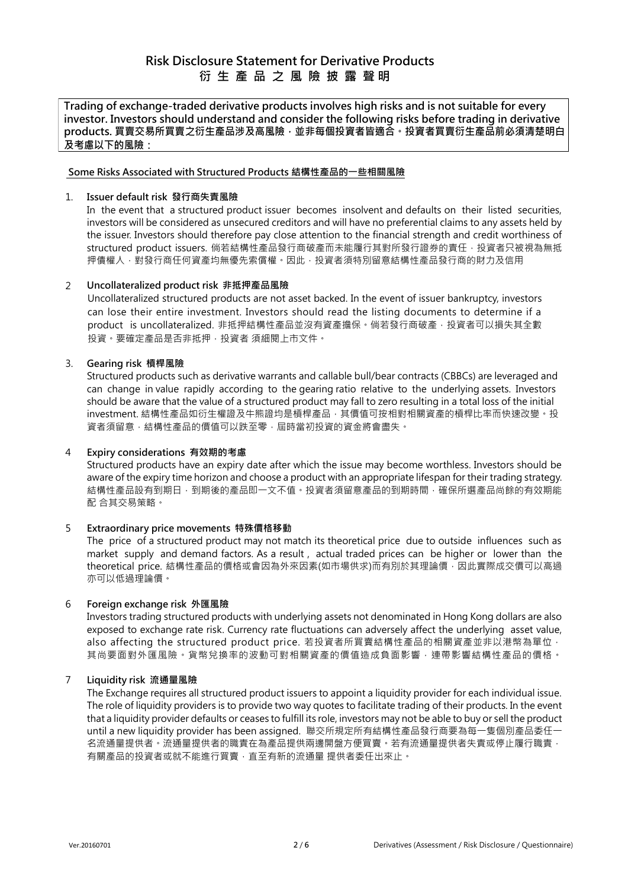# Risk Disclosure Statement for Derivative Products
# 衍生產品之風險披露聲明

**Trading of exchange-traded derivative products involves high risks and is not suitable for every investor. Investors should understand and consider the following risks before trading in derivative products. 買賣交易所買賣之衍生產品涉及高風險，並非每個投資者皆適合。投資者買賣衍生產品前必須清楚明白及考慮以下的風險：**

## Some Risks Associated with Structured Products 結構性產品的一些相關風險

1. **Issuer default risk 發行商失責風險**

   In the event that a structured product issuer becomes insolvent and defaults on their listed securities, investors will be considered as unsecured creditors and will have no preferential claims to any assets held by the issuer. Investors should therefore pay close attention to the financial strength and credit worthiness of structured product issuers. 倘若結構性產品發行商破產而未能履行其對所發行證券的責任，投資者只被視為無抵押債權人，對發行商任何資產均無優先索償權。因此，投資者須特別留意結構性產品發行商的財力及信用

2. **Uncollateralized product risk 非抵押產品風險**

   Uncollateralized structured products are not asset backed. In the event of issuer bankruptcy, investors can lose their entire investment. Investors should read the listing documents to determine if a product is uncollateralized. 非抵押結構性產品並沒有資產擔保。倘若發行商破產，投資者可以損失其全數投資。要確定產品是否非抵押，投資者 須細閱上市文件。

3. **Gearing risk 槓桿風險**

   Structured products such as derivative warrants and callable bull/bear contracts (CBBCs) are leveraged and can change in value rapidly according to the gearing ratio relative to the underlying assets. Investors should be aware that the value of a structured product may fall to zero resulting in a total loss of the initial investment. 結構性產品如衍生權證及牛熊證均是槓桿產品，其價值可按相對相關資產的槓桿比率而快速改變。投資者須留意，結構性產品的價值可以跌至零，屆時當初投資的資金將會盡失。

4. **Expiry considerations 有效期的考慮**

   Structured products have an expiry date after which the issue may become worthless. Investors should be aware of the expiry time horizon and choose a product with an appropriate lifespan for their trading strategy. 結構性產品設有到期日，到期後的產品即一文不值。投資者須留意產品的到期時間，確保所選產品尚餘的有效期能配 合其交易策略。

5. **Extraordinary price movements 特殊價格移動**

   The price of a structured product may not match its theoretical price due to outside influences such as market supply and demand factors. As a result , actual traded prices can be higher or lower than the theoretical price. 結構性產品的價格或會因為外來因素(如市場供求)而有別於其理論價，因此實際成交價可以高過亦可以低過理論價。

6. **Foreign exchange risk 外匯風險**

   Investors trading structured products with underlying assets not denominated in Hong Kong dollars are also exposed to exchange rate risk. Currency rate fluctuations can adversely affect the underlying asset value, also affecting the structured product price. 若投資者所買賣結構性產品的相關資產並非以港幣為單位，其尚要面對外匯風險。貨幣兌換率的波動可對相關資產的價值造成負面影響，連帶影響結構性產品的價格。

7. **Liquidity risk 流通量風險**

   The Exchange requires all structured product issuers to appoint a liquidity provider for each individual issue. The role of liquidity providers is to provide two way quotes to facilitate trading of their products. In the event that a liquidity provider defaults or ceases to fulfill its role, investors may not be able to buy or sell the product until a new liquidity provider has been assigned. 聯交所規定所有結構性產品發行商要為每一隻個別產品委任一名流通量提供者。流通量提供者的職責在為產品提供兩邊開盤方便買賣。若有流通量提供者失責或停止履行職責，有關產品的投資者或就不能進行買賣，直至有新的流通量 提供者委任出來止。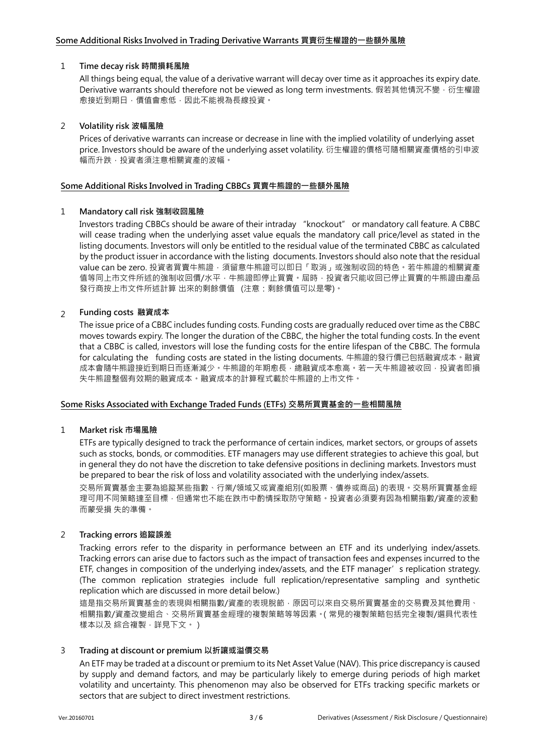## Some Additional Risks Involved in Trading Derivative Warrants 買賣衍生權證的一些額外風險

### 1 Time decay risk 時間損耗風險

All things being equal, the value of a derivative warrant will decay over time as it approaches its expiry date. Derivative warrants should therefore not be viewed as long term investments. 假若其他情況不變，衍生權證愈接近到期日，價值會愈低，因此不能視為長線投資。

### 2 Volatility risk 波幅風險

Prices of derivative warrants can increase or decrease in line with the implied volatility of underlying asset price. Investors should be aware of the underlying asset volatility. 衍生權證的價格可隨相關資產價格的引申波幅而升跌，投資者須注意相關資產的波幅。

## Some Additional Risks Involved in Trading CBBCs 買賣牛熊證的一些額外風險

### 1 Mandatory call risk 強制收回風險

Investors trading CBBCs should be aware of their intraday "knockout" or mandatory call feature. A CBBC will cease trading when the underlying asset value equals the mandatory call price/level as stated in the listing documents. Investors will only be entitled to the residual value of the terminated CBBC as calculated by the product issuer in accordance with the listing documents. Investors should also note that the residual value can be zero. 投資者買賣牛熊證，須留意牛熊證可以即日「取消」或強制收回的特色。若牛熊證的相關資產值等同上市文件所述的強制收回價/水平，牛熊證即停止買賣。屆時，投資者只能收回已停止買賣的牛熊證由產品發行商按上市文件所述計算 出來的剩餘價值 (注意：剩餘價值可以是零)。

### 2 Funding costs 融資成本

The issue price of a CBBC includes funding costs. Funding costs are gradually reduced over time as the CBBC moves towards expiry. The longer the duration of the CBBC, the higher the total funding costs. In the event that a CBBC is called, investors will lose the funding costs for the entire lifespan of the CBBC. The formula for calculating the funding costs are stated in the listing documents. 牛熊證的發行價已包括融資成本。融資成本會隨牛熊證接近到期日而逐漸減少。牛熊證的年期愈長，總融資成本愈高。若一天牛熊證被收回，投資者即損失牛熊證整個有效期的融資成本。融資成本的計算程式載於牛熊證的上市文件。

## Some Risks Associated with Exchange Traded Funds (ETFs) 交易所買賣基金的一些相關風險

### 1 Market risk 市場風險

ETFs are typically designed to track the performance of certain indices, market sectors, or groups of assets such as stocks, bonds, or commodities. ETF managers may use different strategies to achieve this goal, but in general they do not have the discretion to take defensive positions in declining markets. Investors must be prepared to bear the risk of loss and volatility associated with the underlying index/assets.

交易所買賣基金主要為追蹤某些指數、行業/領域又或資產組別(如股票、債券或商品) 的表現。交易所買賣基金經理可用不同策略達至目標，但通常也不能在跌市中酌情採取防守策略。投資者必須要有因為相關指數/資產的波動而蒙受損 失的準備。

### 2 Tracking errors 追蹤誤差

Tracking errors refer to the disparity in performance between an ETF and its underlying index/assets. Tracking errors can arise due to factors such as the impact of transaction fees and expenses incurred to the ETF, changes in composition of the underlying index/assets, and the ETF manager's replication strategy. (The common replication strategies include full replication/representative sampling and synthetic replication which are discussed in more detail below.)

這是指交易所買賣基金的表現與相關指數/資產的表現脫節，原因可以來自交易所買賣基金的交易費及其他費用、相關指數/資產改變組合、交易所買賣基金經理的複製策略等等因素。( 常見的複製策略包括完全複製/選具代表性樣本以及 綜合複製，詳見下文。 )

### 3 Trading at discount or premium 以折讓或溢價交易

An ETF may be traded at a discount or premium to its Net Asset Value (NAV). This price discrepancy is caused by supply and demand factors, and may be particularly likely to emerge during periods of high market volatility and uncertainty. This phenomenon may also be observed for ETFs tracking specific markets or sectors that are subject to direct investment restrictions.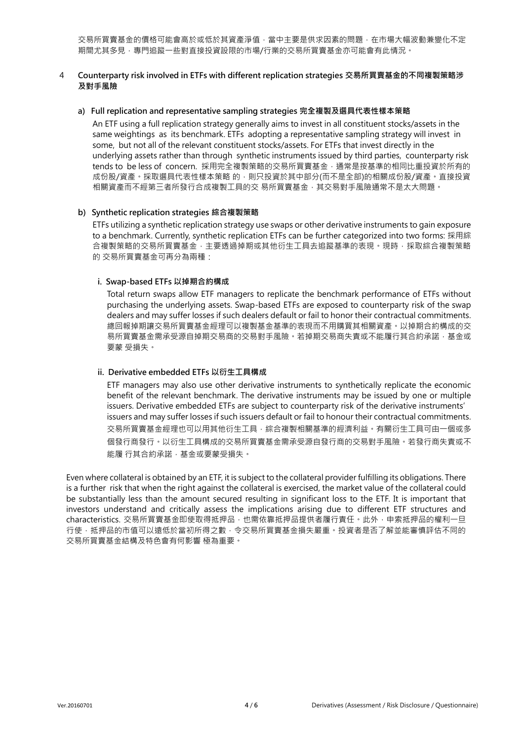交易所買賣基金的價格可能會高於或低於其資產淨值，當中主要是供求因素的問題，在市場大幅波動兼變化不定期間尤其多見，專門追蹤一些對直接投資設限的市場/行業的交易所買賣基金亦可能會有此情況。

## 4 Counterparty risk involved in ETFs with different replication strategies 交易所買賣基金的不同複製策略涉及對手風險

### a) Full replication and representative sampling strategies 完全複製及選具代表性樣本策略

An ETF using a full replication strategy generally aims to invest in all constituent stocks/assets in the same weightings as its benchmark. ETFs adopting a representative sampling strategy will invest in some, but not all of the relevant constituent stocks/assets. For ETFs that invest directly in the underlying assets rather than through synthetic instruments issued by third parties, counterparty risk tends to be less of concern. 採用完全複製策略的交易所買賣基金，通常是按基準的相同比重投資於所有的成份股/資產。採取選具代表性樣本策略 的，則只投資於其中部分(而不是全部)的相關成份股/資產。直接投資相關資產而不經第三者所發行合成複製工具的交 易所買賣基金，其交易對手風險通常不是太大問題。

### b) Synthetic replication strategies 綜合複製策略

ETFs utilizing a synthetic replication strategy use swaps or other derivative instruments to gain exposure to a benchmark. Currently, synthetic replication ETFs can be further categorized into two forms: 採用綜合複製策略的交易所買賣基金，主要透過掉期或其他衍生工具去追蹤基準的表現。現時，採取綜合複製策略的 交易所買賣基金可再分為兩種：

#### i. Swap-based ETFs 以掉期合約構成

Total return swaps allow ETF managers to replicate the benchmark performance of ETFs without purchasing the underlying assets. Swap-based ETFs are exposed to counterparty risk of the swap dealers and may suffer losses if such dealers default or fail to honor their contractual commitments. 總回報掉期讓交易所買賣基金經理可以複製基金基準的表現而不用購買其相關資產。以掉期合約構成的交易所買賣基金需承受源自掉期交易商的交易對手風險。若掉期交易商失責或不能履行其合約承諾，基金或要蒙 受損失。

#### ii. Derivative embedded ETFs 以衍生工具構成

ETF managers may also use other derivative instruments to synthetically replicate the economic benefit of the relevant benchmark. The derivative instruments may be issued by one or multiple issuers. Derivative embedded ETFs are subject to counterparty risk of the derivative instruments' issuers and may suffer losses if such issuers default or fail to honour their contractual commitments. 交易所買賣基金經理也可以用其他衍生工具，綜合複製相關基準的經濟利益。有關衍生工具可由一個或多個發行商發行。以衍生工具構成的交易所買賣基金需承受源自發行商的交易對手風險。若發行商失責或不能履 行其合約承諾，基金或要蒙受損失。

Even where collateral is obtained by an ETF, it is subject to the collateral provider fulfilling its obligations. There is a further risk that when the right against the collateral is exercised, the market value of the collateral could be substantially less than the amount secured resulting in significant loss to the ETF. It is important that investors understand and critically assess the implications arising due to different ETF structures and characteristics. 交易所買賣基金即使取得抵押品，也需依靠抵押品提供者履行責任。此外，申索抵押品的權利一旦行使，抵押品的市值可以遠低於當初所得之數，令交易所買賣基金損失嚴重。投資者是否了解並能審慎評估不同的交易所買賣基金結構及特色會有何影響 極為重要。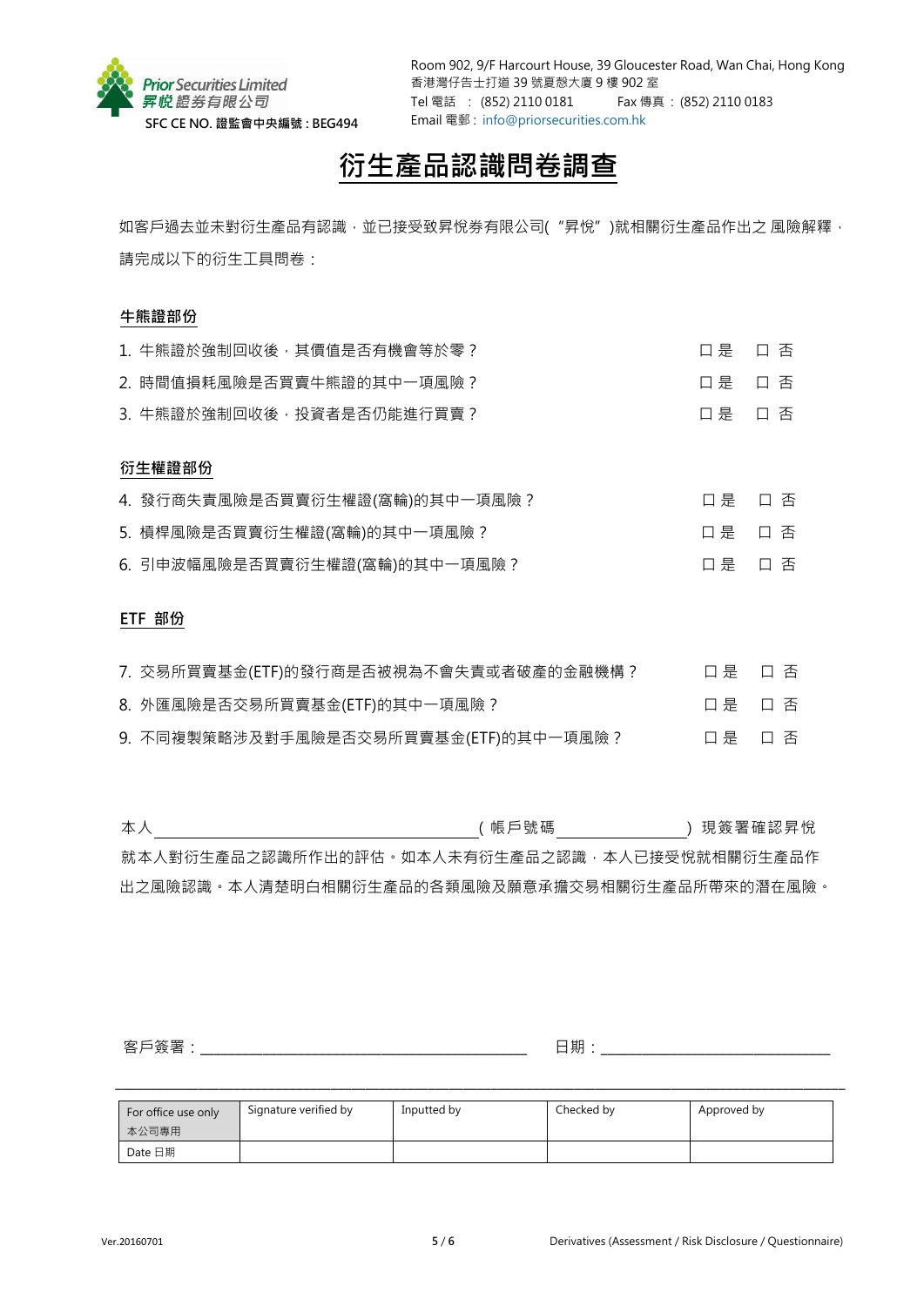Prior Securities Limited
昇悅證券有限公司
SFC CE NO. 證監會中央編號 : BEG494

Room 902, 9/F Harcourt House, 39 Gloucester Road, Wan Chai, Hong Kong
香港灣仔告士打道 39 號夏愨大廈 9 樓 902 室
Tel 電話 : (852) 2110 0181 Fax 傳真 : (852) 2110 0183
Email 電郵 : info@priorsecurities.com.hk

# 衍生產品認識問卷調查

如客戶過去並未對衍生產品有認識，並已接受致昇悅券有限公司( “昇悅” )就相關衍生產品作出之 風險解釋，請完成以下的衍生工具問卷：

**牛熊證部份**

1. 牛熊證於強制回收後，其價值是否有機會等於零？ ☐ 是 ☐ 否
2. 時間值損耗風險是否買賣牛熊證的其中一項風險？ ☐ 是 ☐ 否
3. 牛熊證於強制回收後，投資者是否仍能進行買賣？ ☐ 是 ☐ 否

**衍生權證部份**

4. 發行商失責風險是否買賣衍生權證(窩輪)的其中一項風險？ ☐ 是 ☐ 否
5. 槓桿風險是否買賣衍生權證(窩輪)的其中一項風險？ ☐ 是 ☐ 否
6. 引申波幅風險是否買賣衍生權證(窩輪)的其中一項風險？ ☐ 是 ☐ 否

**ETF 部份**

7. 交易所買賣基金(ETF)的發行商是否被視為不會失責或者破產的金融機構？ ☐ 是 ☐ 否
8. 外匯風險是否交易所買賣基金(ETF)的其中一項風險？ ☐ 是 ☐ 否
9. 不同複製策略涉及對手風險是否交易所買賣基金(ETF)的其中一項風險？ ☐ 是 ☐ 否

本人\_\_\_\_\_\_\_\_\_\_\_\_\_\_\_\_\_\_\_\_\_\_\_\_\_\_\_\_\_\_( 帳戶號碼\_\_\_\_\_\_\_\_\_\_\_\_\_\_) 現簽署確認昇悅就本人對衍生產品之認識所作出的評估。如本人未有衍生產品之認識，本人已接受悅就相關衍生產品作出之風險認識。本人清楚明白相關衍生產品的各類風險及願意承擔交易相關衍生產品所帶來的潛在風險。

客戶簽署：\_\_\_\_\_\_\_\_\_\_\_\_\_\_\_\_\_\_\_\_\_\_\_\_\_\_\_\_\_\_ 日期：\_\_\_\_\_\_\_\_\_\_\_\_\_\_\_\_\_\_\_\_

| For office use only 本公司專用 | Signature verified by | Inputted by | Checked by | Approved by |
| --- | --- | --- | --- | --- |
| Date 日期 | | | | |